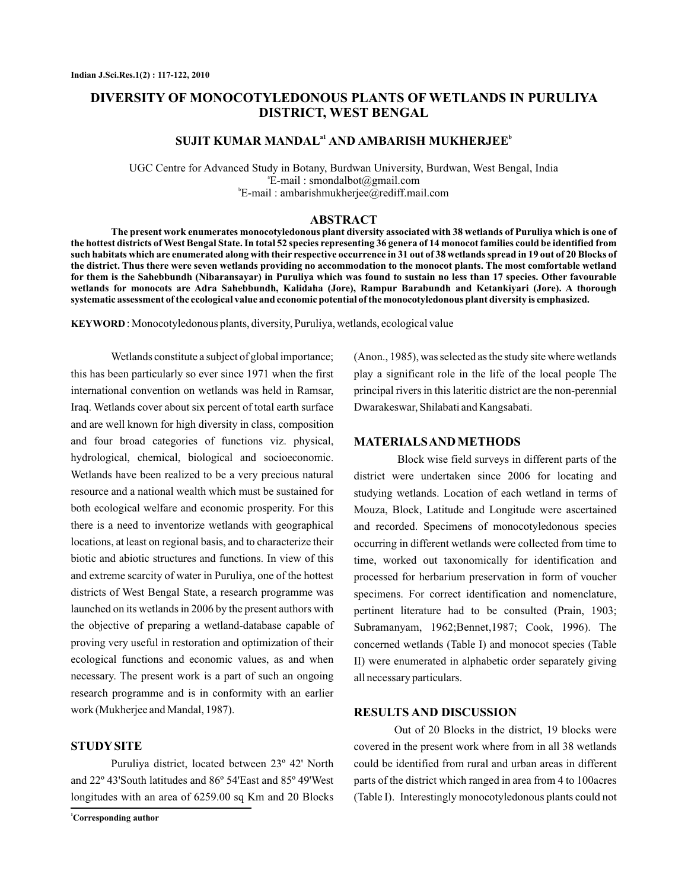# DIVERSITY OF MONOCOTYLEDONOUS PLANTS OF WETLANDS IN PURULIYA DISTRICT, WEST BENGAL

**SUJIT KUMAR MANDAL[a1] AND AMBARISH MUKHERJEE[b]**

UGC Centre for Advanced Study in Botany, Burdwan University, Burdwan, West Bengal, India
[a]E-mail : smondalbot@gmail.com
[b]E-mail : ambarishmukherjee@rediff.mail.com

## ABSTRACT

**The present work enumerates monocotyledonous plant diversity associated with 38 wetlands of Puruliya which is one of the hottest districts of West Bengal State. In total 52 species representing 36 genera of 14 monocot families could be identified from such habitats which are enumerated along with their respective occurrence in 31 out of 38 wetlands spread in 19 out of 20 Blocks of the district. Thus there were seven wetlands providing no accommodation to the monocot plants. The most comfortable wetland for them is the Sahebbundh (Nibaransayar) in Puruliya which was found to sustain no less than 17 species. Other favourable wetlands for monocots are Adra Sahebbundh, Kalidaha (Jore), Rampur Barabundh and Ketankiyari (Jore). A thorough systematic assessment of the ecological value and economic potential of the monocotyledonous plant diversity is emphasized.**

**KEYWORD** : Monocotyledonous plants, diversity, Puruliya, wetlands, ecological value

Wetlands constitute a subject of global importance; this has been particularly so ever since 1971 when the first international convention on wetlands was held in Ramsar, Iraq. Wetlands cover about six percent of total earth surface and are well known for high diversity in class, composition and four broad categories of functions viz. physical, hydrological, chemical, biological and socioeconomic. Wetlands have been realized to be a very precious natural resource and a national wealth which must be sustained for both ecological welfare and economic prosperity. For this there is a need to inventorize wetlands with geographical locations, at least on regional basis, and to characterize their biotic and abiotic structures and functions. In view of this and extreme scarcity of water in Puruliya, one of the hottest districts of West Bengal State, a research programme was launched on its wetlands in 2006 by the present authors with the objective of preparing a wetland-database capable of proving very useful in restoration and optimization of their ecological functions and economic values, as and when necessary. The present work is a part of such an ongoing research programme and is in conformity with an earlier work (Mukherjee and Mandal, 1987).

## STUDY SITE

Puruliya district, located between 23º 42' North and 22º 43'South latitudes and 86º 54'East and 85º 49'West longitudes with an area of 6259.00 sq Km and 20 Blocks (Anon., 1985), was selected as the study site where wetlands play a significant role in the life of the local people The principal rivers in this lateritic district are the non-perennial Dwarakeswar, Shilabati and Kangsabati.

## MATERIALS AND METHODS

Block wise field surveys in different parts of the district were undertaken since 2006 for locating and studying wetlands. Location of each wetland in terms of Mouza, Block, Latitude and Longitude were ascertained and recorded. Specimens of monocotyledonous species occurring in different wetlands were collected from time to time, worked out taxonomically for identification and processed for herbarium preservation in form of voucher specimens. For correct identification and nomenclature, pertinent literature had to be consulted (Prain, 1903; Subramanyam, 1962;Bennet,1987; Cook, 1996). The concerned wetlands (Table I) and monocot species (Table II) were enumerated in alphabetic order separately giving all necessary particulars.

## RESULTS AND DISCUSSION

Out of 20 Blocks in the district, 19 blocks were covered in the present work where from in all 38 wetlands could be identified from rural and urban areas in different parts of the district which ranged in area from 4 to 100acres (Table I). Interestingly monocotyledonous plants could not

[1]Corresponding author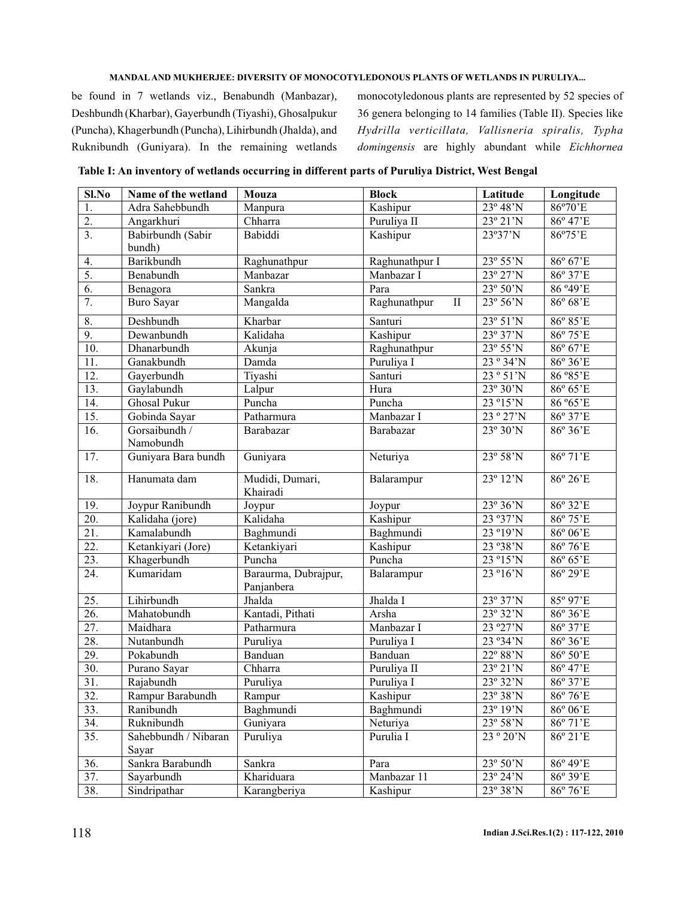be found in 7 wetlands viz., Benabundh (Manbazar), Deshbundh (Kharbar), Gayerbundh (Tiyashi), Ghosalpukur (Puncha), Khagerbundh (Puncha), Lihirbundh (Jhalda), and Ruknibundh (Guniyara). In the remaining wetlands monocotyledonous plants are represented by 52 species of 36 genera belonging to 14 families (Table II). Species like *Hydrilla verticillata, Vallisneria spiralis, Typha domingensis* are highly abundant while *Eichhornea*

**Table I: An inventory of wetlands occurring in different parts of Puruliya District, West Bengal**

| Sl.No | Name of the wetland | Mouza | Block | Latitude | Longitude |
|---|---|---|---|---|---|
| 1. | Adra Sahebbundh | Manpura | Kashipur | 23º 48'N | 86º70'E |
| 2. | Angarkhuri | Chharra | Puruliya II | 23º 21'N | 86º 47'E |
| 3. | Babirbundh (Sabir bundh) | Babiddi | Kashipur | 23º37'N | 86º75'E |
| 4. | Barikbundh | Raghunathpur | Raghunathpur I | 23º 55'N | 86º 67'E |
| 5. | Benabundh | Manbazar | Manbazar I | 23º 27'N | 86º 37'E |
| 6. | Benagora | Sankra | Para | 23º 50'N | 86 º49'E |
| 7. | Buro Sayar | Mangalda | Raghunathpur II | 23º 56'N | 86º 68'E |
| 8. | Deshbundh | Kharbar | Santuri | 23º 51'N | 86º 85'E |
| 9. | Dewanbundh | Kalidaha | Kashipur | 23º 37'N | 86º 75'E |
| 10. | Dhanarbundh | Akunja | Raghunathpur | 23º 55'N | 86º 67'E |
| 11. | Ganakbundh | Damda | Puruliya I | 23 º 34'N | 86º 36'E |
| 12. | Gayerbundh | Tiyashi | Santuri | 23 º 51'N | 86 º85'E |
| 13. | Gaylabundh | Lalpur | Hura | 23º 30'N | 86º 65'E |
| 14. | Ghosal Pukur | Puncha | Puncha | 23 º15'N | 86 º65'E |
| 15. | Gobinda Sayar | Patharmura | Manbazar I | 23 º 27'N | 86º 37'E |
| 16. | Gorsaibundh / Namobundh | Barabazar | Barabazar | 23º 30'N | 86º 36'E |
| 17. | Guniyara Bara bundh | Guniyara | Neturiya | 23º 58'N | 86º 71'E |
| 18. | Hanumata dam | Mudidi, Dumari, Khairadi | Balarampur | 23º 12'N | 86º 26'E |
| 19. | Joypur Ranibundh | Joypur | Joypur | 23º 36'N | 86º 32'E |
| 20. | Kalidaha (jore) | Kalidaha | Kashipur | 23 º37'N | 86º 75'E |
| 21. | Kamalabundh | Baghmundi | Baghmundi | 23 º19'N | 86º 06'E |
| 22. | Ketankiyari (Jore) | Ketankiyari | Kashipur | 23 º38'N | 86º 76'E |
| 23. | Khagerbundh | Puncha | Puncha | 23 º15'N | 86º 65'E |
| 24. | Kumaridam | Baraurma, Dubrajpur, Panjanbera | Balarampur | 23 º16'N | 86º 29'E |
| 25. | Lihirbundh | Jhalda | Jhalda I | 23º 37'N | 85º 97'E |
| 26. | Mahatobundh | Kantadi, Pithati | Arsha | 23º 32'N | 86º 36'E |
| 27. | Maidhara | Patharmura | Manbazar I | 23 º27'N | 86º 37'E |
| 28. | Nutanbundh | Puruliya | Puruliya I | 23 º34'N | 86º 36'E |
| 29. | Pokabundh | Banduan | Banduan | 22º 88'N | 86º 50'E |
| 30. | Purano Sayar | Chharra | Puruliya II | 23º 21'N | 86º 47'E |
| 31. | Rajabundh | Puruliya | Puruliya I | 23º 32'N | 86º 37'E |
| 32. | Rampur Barabundh | Rampur | Kashipur | 23º 38'N | 86º 76'E |
| 33. | Ranibundh | Baghmundi | Baghmundi | 23º 19'N | 86º 06'E |
| 34. | Ruknibundh | Guniyara | Neturiya | 23º 58'N | 86º 71'E |
| 35. | Sahebbundh / Nibaran Sayar | Puruliya | Purulia I | 23 º 20'N | 86º 21'E |
| 36. | Sankra Barabundh | Sankra | Para | 23º 50'N | 86º 49'E |
| 37. | Sayarbundh | Khariduara | Manbazar 11 | 23º 24'N | 86º 39'E |
| 38. | Sindripathar | Karangberiya | Kashipur | 23º 38'N | 86º 76'E |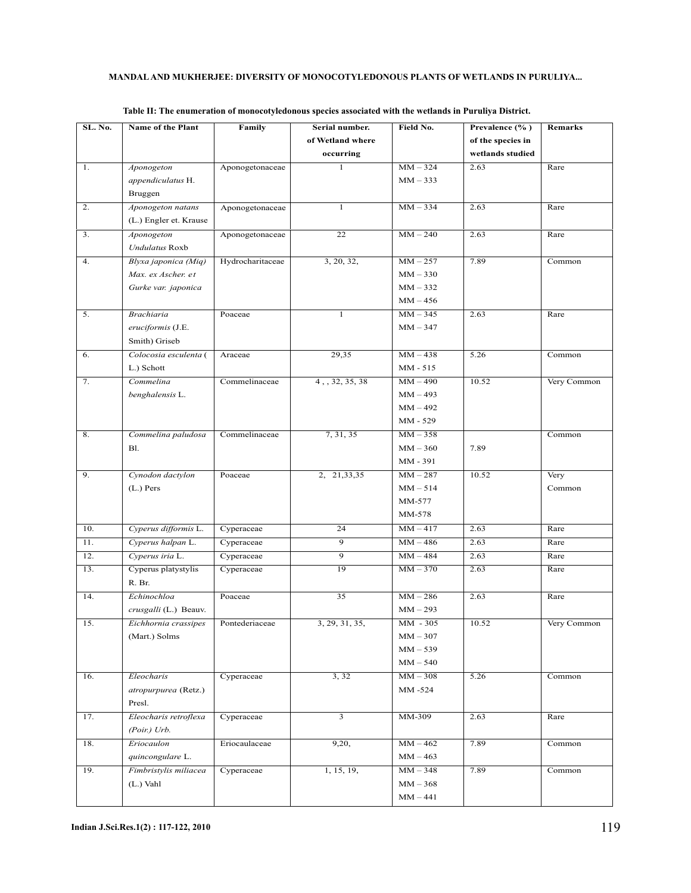**Table II: The enumeration of monocotyledonous species associated with the wetlands in Puruliya District.**

| SL. No. | Name of the Plant | Family | Serial number. of Wetland where occurring | Field No. | Prevalence (% ) of the species in wetlands studied | Remarks |
|---|---|---|---|---|---|---|
| 1. | *Aponogeton appendiculatus* H. Bruggen | Aponogetonaceae | 1 | MM – 324<br>MM – 333 | 2.63 | Rare |
| 2. | *Aponogeton natans* (L.) Engler et. Krause | Aponogetonaceae | 1 | MM – 334 | 2.63 | Rare |
| 3. | *Aponogeton Undulatus* Roxb | Aponogetonaceae | 22 | MM – 240 | 2.63 | Rare |
| 4. | *Blyxa japonica (Miq) Max. ex Ascher. et Gurke var. japonica* | Hydrocharitaceae | 3, 20, 32, | MM – 257<br>MM – 330<br>MM – 332<br>MM – 456 | 7.89 | Common |
| 5. | *Brachiaria eruciformis* (J.E. Smith) Griseb | Poaceae | 1 | MM – 345<br>MM – 347 | 2.63 | Rare |
| 6. | *Colocosia esculenta* ( L.) Schott | Araceae | 29,35 | MM – 438<br>MM - 515 | 5.26 | Common |
| 7. | *Commelina benghalensis* L. | Commelinaceae | 4 , , 32, 35, 38 | MM – 490<br>MM – 493<br>MM – 492<br>MM - 529 | 10.52 | Very Common |
| 8. | *Commelina paludosa* Bl. | Commelinaceae | 7, 31, 35 | MM – 358<br>MM – 360<br>MM - 391 | 7.89 | Common |
| 9. | *Cynodon dactylon* (L.) Pers | Poaceae | 2, 21,33,35 | MM – 287<br>MM – 514<br>MM-577<br>MM-578 | 10.52 | Very Common |
| 10. | *Cyperus difformis* L. | Cyperaceae | 24 | MM – 417 | 2.63 | Rare |
| 11. | *Cyperus halpan* L. | Cyperaceae | 9 | MM – 486 | 2.63 | Rare |
| 12. | *Cyperus iria* L. | Cyperaceae | 9 | MM – 484 | 2.63 | Rare |
| 13. | Cyperus platystylis R. Br. | Cyperaceae | 19 | MM – 370 | 2.63 | Rare |
| 14. | *Echinochloa crusgalli* (L.) Beauv. | Poaceae | 35 | MM – 286<br>MM – 293 | 2.63 | Rare |
| 15. | *Eichhornia crassipes* (Mart.) Solms | Pontederiaceae | 3, 29, 31, 35, | MM - 305<br>MM – 307<br>MM – 539<br>MM – 540 | 10.52 | Very Common |
| 16. | *Eleocharis atropurpurea* (Retz.) Presl. | Cyperaceae | 3, 32 | MM – 308<br>MM -524 | 5.26 | Common |
| 17. | *Eleocharis retroflexa (Poir.) Urb.* | Cyperaceae | 3 | MM-309 | 2.63 | Rare |
| 18. | *Eriocaulon quincongulare* L. | Eriocaulaceae | 9,20, | MM – 462<br>MM – 463 | 7.89 | Common |
| 19. | *Fimbristylis miliacea* (L.) Vahl | Cyperaceae | 1, 15, 19, | MM – 348<br>MM – 368<br>MM – 441 | 7.89 | Common |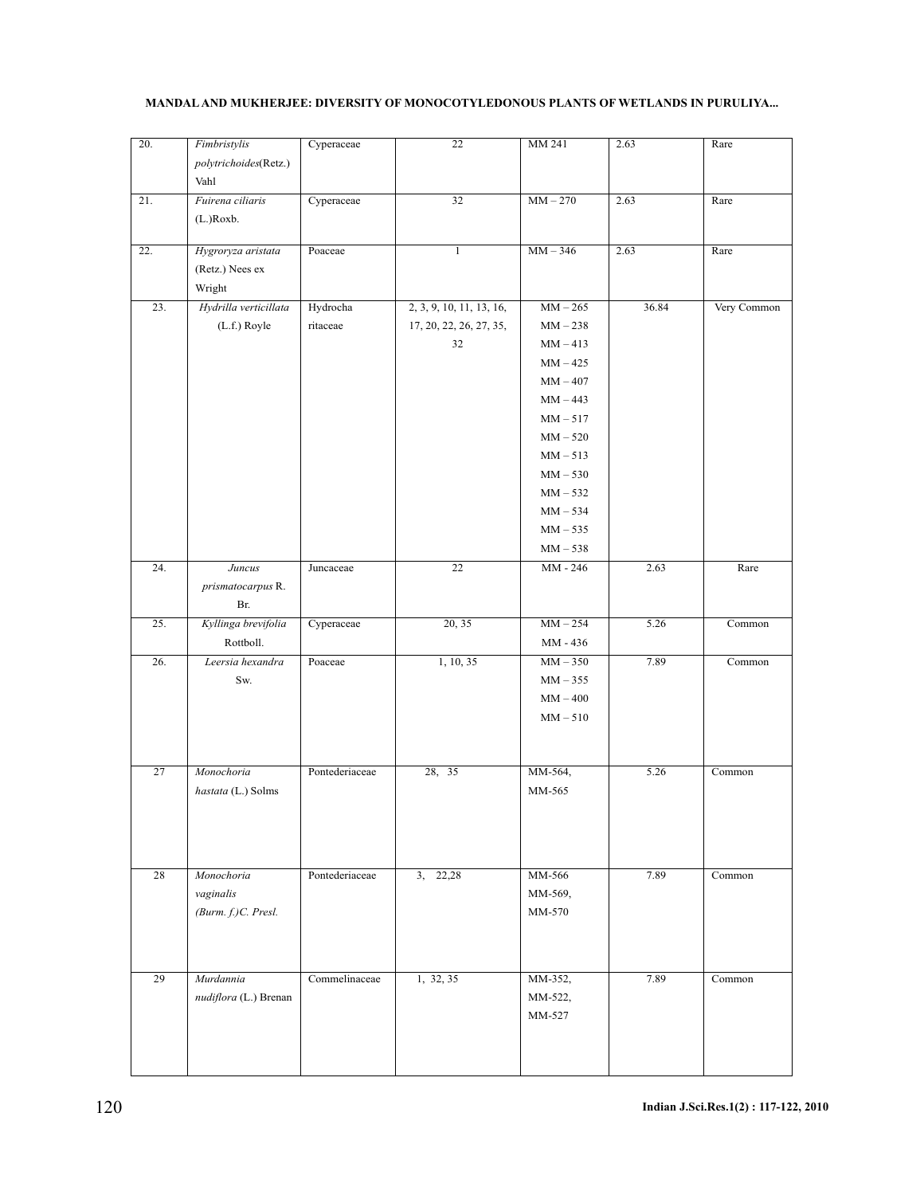| 20. | *Fimbristylis polytrichoides*(Retz.) Vahl | Cyperaceae | 22 | MM 241 | 2.63 | Rare |
|---|---|---|---|---|---|---|
| 21. | *Fuirena ciliaris* (L.)Roxb. | Cyperaceae | 32 | MM – 270 | 2.63 | Rare |
| 22. | *Hygroryza aristata* (Retz.) Nees ex Wright | Poaceae | 1 | MM – 346 | 2.63 | Rare |
| 23. | *Hydrilla verticillata* (L.f.) Royle | Hydrocharitaceae | 2, 3, 9, 10, 11, 13, 16, 17, 20, 22, 26, 27, 35, 32 | MM – 265 MM – 238 MM – 413 MM – 425 MM – 407 MM – 443 MM – 517 MM – 520 MM – 513 MM – 530 MM – 532 MM – 534 MM – 535 MM – 538 | 36.84 | Very Common |
| 24. | *Juncus prismatocarpus* R. Br. | Juncaceae | 22 | MM - 246 | 2.63 | Rare |
| 25. | *Kyllinga brevifolia* Rottboll. | Cyperaceae | 20, 35 | MM – 254 MM - 436 | 5.26 | Common |
| 26. | *Leersia hexandra* Sw. | Poaceae | 1, 10, 35 | MM – 350 MM – 355 MM – 400 MM – 510 | 7.89 | Common |
| 27 | *Monochoria hastata* (L.) Solms | Pontederiaceae | 28, 35 | MM-564, MM-565 | 5.26 | Common |
| 28 | *Monochoria vaginalis (Burm. f.)C. Presl.* | Pontederiaceae | 3, 22,28 | MM-566 MM-569, MM-570 | 7.89 | Common |
| 29 | *Murdannia nudiflora* (L.) Brenan | Commelinaceae | 1, 32, 35 | MM-352, MM-522, MM-527 | 7.89 | Common |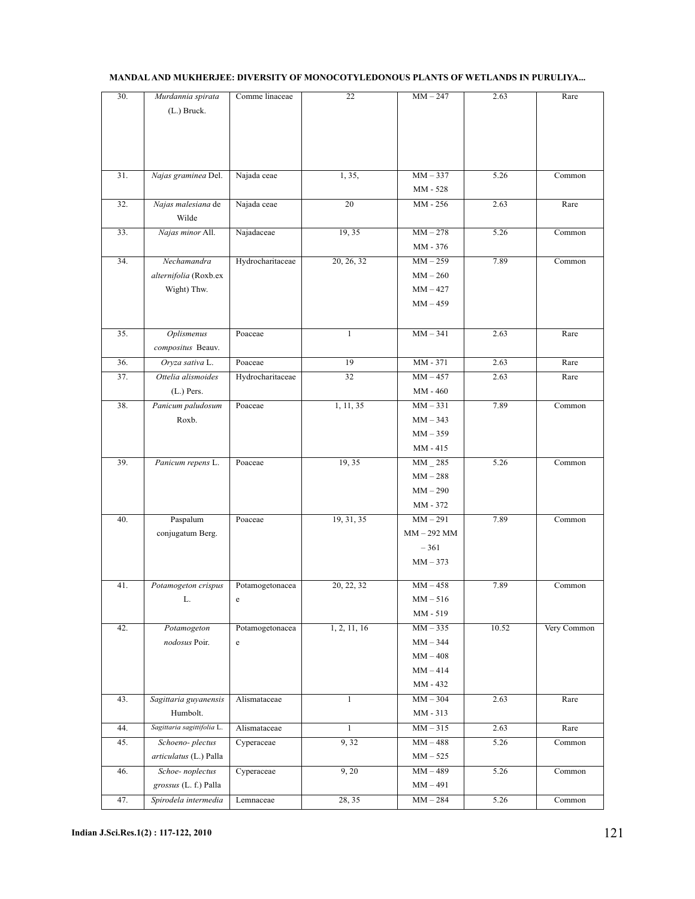| 30. | *Murdannia spirata* (L.) Bruck. | Comme linaceae | 22 | MM – 247 | 2.63 | Rare |
|---|---|---|---|---|---|---|
| 31. | *Najas graminea* Del. | Najada ceae | 1, 35, | MM – 337<br>MM - 528 | 5.26 | Common |
| 32. | *Najas malesiana* de Wilde | Najada ceae | 20 | MM - 256 | 2.63 | Rare |
| 33. | *Najas minor* All. | Najadaceae | 19, 35 | MM – 278<br>MM - 376 | 5.26 | Common |
| 34. | *Nechamandra alternifolia* (Roxb.ex Wight) Thw. | Hydrocharitaceae | 20, 26, 32 | MM – 259<br>MM – 260<br>MM – 427<br>MM – 459 | 7.89 | Common |
| 35. | *Oplismenus compositus* Beauv. | Poaceae | 1 | MM – 341 | 2.63 | Rare |
| 36. | *Oryza sativa* L. | Poaceae | 19 | MM - 371 | 2.63 | Rare |
| 37. | *Ottelia alismoides* (L.) Pers. | Hydrocharitaceae | 32 | MM – 457<br>MM - 460 | 2.63 | Rare |
| 38. | *Panicum paludosum* Roxb. | Poaceae | 1, 11, 35 | MM – 331<br>MM – 343<br>MM – 359<br>MM - 415 | 7.89 | Common |
| 39. | *Panicum repens* L. | Poaceae | 19, 35 | MM _ 285<br>MM – 288<br>MM – 290<br>MM - 372 | 5.26 | Common |
| 40. | Paspalum conjugatum Berg. | Poaceae | 19, 31, 35 | MM – 291<br>MM – 292 MM – 361<br>MM – 373 | 7.89 | Common |
| 41. | *Potamogeton crispus* L. | Potamogetonaceae | 20, 22, 32 | MM – 458<br>MM – 516<br>MM - 519 | 7.89 | Common |
| 42. | *Potamogeton nodosus* Poir. | Potamogetonaceae | 1, 2, 11, 16 | MM – 335<br>MM – 344<br>MM – 408<br>MM – 414<br>MM - 432 | 10.52 | Very Common |
| 43. | *Sagittaria guyanensis* Humbolt. | Alismataceae | 1 | MM – 304<br>MM - 313 | 2.63 | Rare |
| 44. | *Sagittaria sagittifolia* L. | Alismataceae | 1 | MM – 315 | 2.63 | Rare |
| 45. | *Schoeno- plectus articulatus* (L.) Palla | Cyperaceae | 9, 32 | MM – 488<br>MM – 525 | 5.26 | Common |
| 46. | *Schoe- noplectus grossus* (L. f.) Palla | Cyperaceae | 9, 20 | MM – 489<br>MM – 491 | 5.26 | Common |
| 47. | *Spirodela intermedia* | Lemnaceae | 28, 35 | MM – 284 | 5.26 | Common |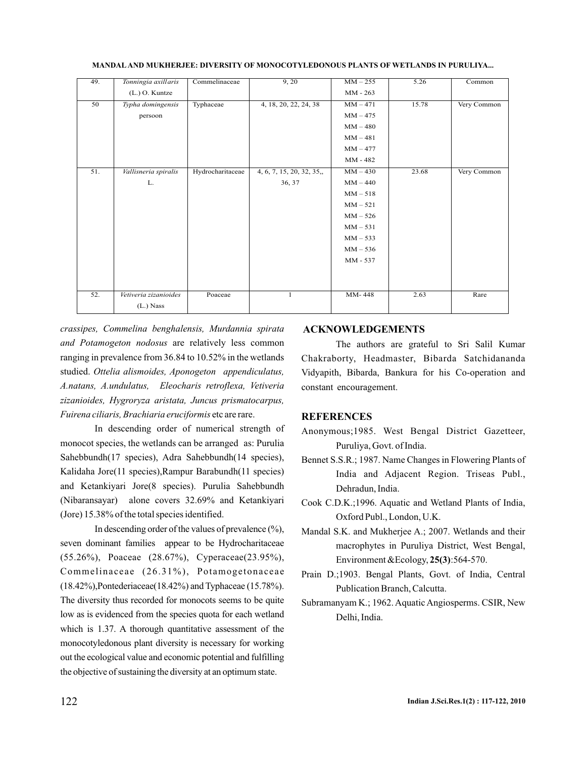| | | | | | | |
|---|---|---|---|---|---|---|
| 49. | *Tonningia axillaris* (L.) O. Kuntze | Commelinaceae | 9, 20 | MM – 255<br>MM - 263 | 5.26 | Common |
| 50 | *Typha domingensis* persoon | Typhaceae | 4, 18, 20, 22, 24, 38 | MM – 471<br>MM – 475<br>MM – 480<br>MM – 481<br>MM – 477<br>MM - 482 | 15.78 | Very Common |
| 51. | *Vallisneria spiralis* L. | Hydrocharitaceae | 4, 6, 7, 15, 20, 32, 35,, 36, 37 | MM – 430<br>MM – 440<br>MM – 518<br>MM – 521<br>MM – 526<br>MM – 531<br>MM – 533<br>MM – 536<br>MM - 537 | 23.68 | Very Common |
| 52. | *Vetiveria zizanioides* (L.) Nass | Poaceae | 1 | MM- 448 | 2.63 | Rare |

*crassipes, Commelina benghalensis, Murdannia spirata and Potamogeton nodosus* are relatively less common ranging in prevalence from 36.84 to 10.52% in the wetlands studied. *Ottelia alismoides, Aponogeton appendiculatus, A.natans, A.undulatus, Eleocharis retroflexa, Vetiveria zizanioides, Hygroryza aristata, Juncus prismatocarpus, Fuirena ciliaris, Brachiaria eruciformis* etc are rare.

In descending order of numerical strength of monocot species, the wetlands can be arranged as: Purulia Sahebbundh(17 species), Adra Sahebbundh(14 species), Kalidaha Jore(11 species),Rampur Barabundh(11 species) and Ketankiyari Jore(8 species). Purulia Sahebbundh (Nibaransayar) alone covers 32.69% and Ketankiyari (Jore) 15.38% of the total species identified.

In descending order of the values of prevalence (%), seven dominant families appear to be Hydrocharitaceae (55.26%), Poaceae (28.67%), Cyperaceae(23.95%), Commelinaceae (26.31%), Potamogetonaceae (18.42%),Pontederiaceae(18.42%) and Typhaceae (15.78%). The diversity thus recorded for monocots seems to be quite low as is evidenced from the species quota for each wetland which is 1.37. A thorough quantitative assessment of the monocotyledonous plant diversity is necessary for working out the ecological value and economic potential and fulfilling the objective of sustaining the diversity at an optimum state.

## ACKNOWLEDGEMENTS

The authors are grateful to Sri Salil Kumar Chakraborty, Headmaster, Bibarda Satchidananda Vidyapith, Bibarda, Bankura for his Co-operation and constant encouragement.

## REFERENCES

Anonymous;1985. West Bengal District Gazetteer, Puruliya, Govt. of India.

Bennet S.S.R.; 1987. Name Changes in Flowering Plants of India and Adjacent Region. Triseas Publ., Dehradun, India.

Cook C.D.K.;1996. Aquatic and Wetland Plants of India, Oxford Publ., London, U.K.

Mandal S.K. and Mukherjee A.; 2007. Wetlands and their macrophytes in Puruliya District, West Bengal, Environment &Ecology, **25(3)**:564-570.

Prain D.;1903. Bengal Plants, Govt. of India, Central Publication Branch, Calcutta.

Subramanyam K.; 1962. Aquatic Angiosperms. CSIR, New Delhi, India.